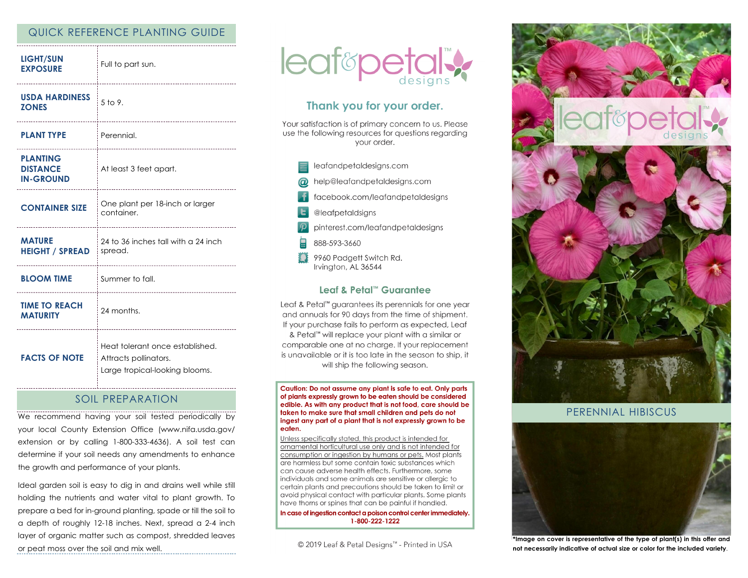## QUICK REFERENCE PLANTING GUIDE

| | |
|---|---|
| **LIGHT/SUN EXPOSURE** | Full to part sun. |
| **USDA HARDINESS ZONES** | 5 to 9. |
| **PLANT TYPE** | Perennial. |
| **PLANTING DISTANCE IN-GROUND** | At least 3 feet apart. |
| **CONTAINER SIZE** | One plant per 18-inch or larger container. |
| **MATURE HEIGHT / SPREAD** | 24 to 36 inches tall with a 24 inch spread. |
| **BLOOM TIME** | Summer to fall. |
| **TIME TO REACH MATURITY** | 24 months. |
| **FACTS OF NOTE** | Heat tolerant once established.<br>Attracts pollinators.<br>Large tropical-looking blooms. |

## SOIL PREPARATION

We recommend having your soil tested periodically by your local County Extension Office (www.nifa.usda.gov/extension or by calling 1-800-333-4636). A soil test can determine if your soil needs any amendments to enhance the growth and performance of your plants.

Ideal garden soil is easy to dig in and drains well while still holding the nutrients and water vital to plant growth. To prepare a bed for in-ground planting, spade or till the soil to a depth of roughly 12-18 inches. Next, spread a 2-4 inch layer of organic matter such as compost, shredded leaves or peat moss over the soil and mix well.

leaf&petal™ designs

## Thank you for your order.

Your satisfaction is of primary concern to us. Please use the following resources for questions regarding your order.

- leafandpetaldesigns.com
- help@leafandpetaldesigns.com
- facebook.com/leafandpetaldesigns
- @leafpetaldsigns
- pinterest.com/leafandpetaldesigns
- 888-593-3660
- 9960 Padgett Switch Rd. Irvington, AL 36544

### Leaf & Petal™ Guarantee

Leaf & Petal™ guarantees its perennials for one year and annuals for 90 days from the time of shipment. If your purchase fails to perform as expected, Leaf & Petal™ will replace your plant with a similar or comparable one at no charge. If your replacement is unavailable or it is too late in the season to ship, it will ship the following season.

**Caution: Do not assume any plant is safe to eat. Only parts of plants expressly grown to be eaten should be considered edible. As with any product that is not food, care should be taken to make sure that small children and pets do not ingest any part of a plant that is not expressly grown to be eaten.**

Unless specifically stated, this product is intended for ornamental horticultural use only and is not intended for consumption or ingestion by humans or pets. Most plants are harmless but some contain toxic substances which can cause adverse health effects. Furthermore, some individuals and some animals are sensitive or allergic to certain plants and precautions should be taken to limit or avoid physical contact with particular plants. Some plants have thorns or spines that can be painful if handled.

**In case of ingestion contact a poison control center immediately. 1-800-222-1222**

© 2019 Leaf & Petal Designs™ - Printed in USA

leaf&petal™ designs

## PERENNIAL HIBISCUS

**\*Image on cover is representative of the type of plant(s) in this offer and not necessarily indicative of actual size or color for the included variety.**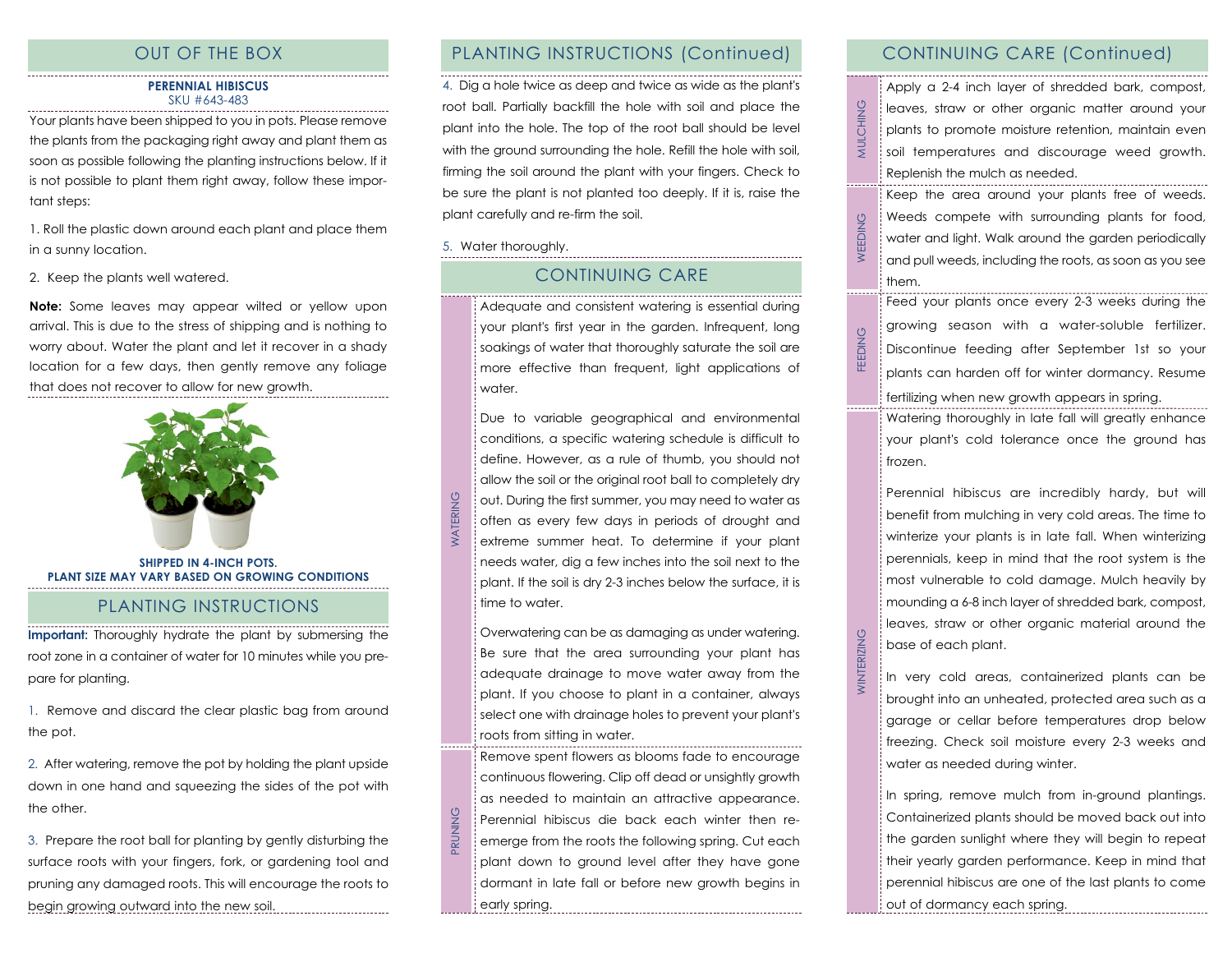## OUT OF THE BOX

**PERENNIAL HIBISCUS**
SKU #643-483

Your plants have been shipped to you in pots. Please remove the plants from the packaging right away and plant them as soon as possible following the planting instructions below. If it is not possible to plant them right away, follow these important steps:

1. Roll the plastic down around each plant and place them in a sunny location.
2. Keep the plants well watered.

**Note:** Some leaves may appear wilted or yellow upon arrival. This is due to the stress of shipping and is nothing to worry about. Water the plant and let it recover in a shady location for a few days, then gently remove any foliage that does not recover to allow for new growth.

**SHIPPED IN 4-INCH POTS.**
**PLANT SIZE MAY VARY BASED ON GROWING CONDITIONS**

## PLANTING INSTRUCTIONS

**Important:** Thoroughly hydrate the plant by submersing the root zone in a container of water for 10 minutes while you prepare for planting.

1. Remove and discard the clear plastic bag from around the pot.
2. After watering, remove the pot by holding the plant upside down in one hand and squeezing the sides of the pot with the other.
3. Prepare the root ball for planting by gently disturbing the surface roots with your fingers, fork, or gardening tool and pruning any damaged roots. This will encourage the roots to begin growing outward into the new soil.

## PLANTING INSTRUCTIONS (Continued)

4. Dig a hole twice as deep and twice as wide as the plant's root ball. Partially backfill the hole with soil and place the plant into the hole. The top of the root ball should be level with the ground surrounding the hole. Refill the hole with soil, firming the soil around the plant with your fingers. Check to be sure the plant is not planted too deeply. If it is, raise the plant carefully and re-firm the soil.
5. Water thoroughly.

## CONTINUING CARE

### WATERING

Adequate and consistent watering is essential during your plant's first year in the garden. Infrequent, long soakings of water that thoroughly saturate the soil are more effective than frequent, light applications of water.

Due to variable geographical and environmental conditions, a specific watering schedule is difficult to define. However, as a rule of thumb, you should not allow the soil or the original root ball to completely dry out. During the first summer, you may need to water as often as every few days in periods of drought and extreme summer heat. To determine if your plant needs water, dig a few inches into the soil next to the plant. If the soil is dry 2-3 inches below the surface, it is time to water.

Overwatering can be as damaging as under watering. Be sure that the area surrounding your plant has adequate drainage to move water away from the plant. If you choose to plant in a container, always select one with drainage holes to prevent your plant's roots from sitting in water.

### PRUNING

Remove spent flowers as blooms fade to encourage continuous flowering. Clip off dead or unsightly growth as needed to maintain an attractive appearance. Perennial hibiscus die back each winter then re-emerge from the roots the following spring. Cut each plant down to ground level after they have gone dormant in late fall or before new growth begins in early spring.

## CONTINUING CARE (Continued)

### MULCHING

Apply a 2-4 inch layer of shredded bark, compost, leaves, straw or other organic matter around your plants to promote moisture retention, maintain even soil temperatures and discourage weed growth. Replenish the mulch as needed.

### WEEDING

Keep the area around your plants free of weeds. Weeds compete with surrounding plants for food, water and light. Walk around the garden periodically and pull weeds, including the roots, as soon as you see them.

### FEEDING

Feed your plants once every 2-3 weeks during the growing season with a water-soluble fertilizer. Discontinue feeding after September 1st so your plants can harden off for winter dormancy. Resume fertilizing when new growth appears in spring.

### WINTERIZING

Watering thoroughly in late fall will greatly enhance your plant's cold tolerance once the ground has frozen.

Perennial hibiscus are incredibly hardy, but will benefit from mulching in very cold areas. The time to winterize your plants is in late fall. When winterizing perennials, keep in mind that the root system is the most vulnerable to cold damage. Mulch heavily by mounding a 6-8 inch layer of shredded bark, compost, leaves, straw or other organic material around the base of each plant.

In very cold areas, containerized plants can be brought into an unheated, protected area such as a garage or cellar before temperatures drop below freezing. Check soil moisture every 2-3 weeks and water as needed during winter.

In spring, remove mulch from in-ground plantings. Containerized plants should be moved back out into the garden sunlight where they will begin to repeat their yearly garden performance. Keep in mind that perennial hibiscus are one of the last plants to come out of dormancy each spring.